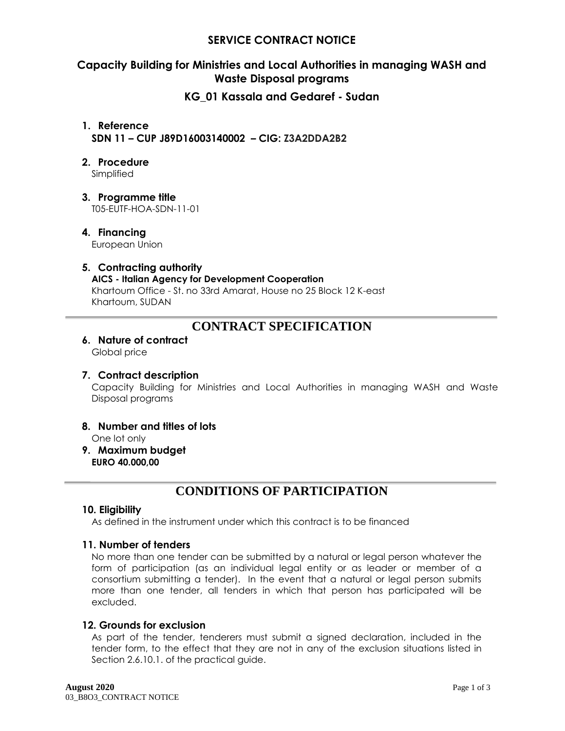# SERVICE CONTRACT NOTICE

## Capacity Building for Ministries and Local Authorities in managing WASH and Waste Disposal programs

## KG_01 Kassala and Gedaref - Sudan

1. **Reference**
   **SDN 11 – CUP J89D16003140002 – CIG: Z3A2DDA2B2**

2. **Procedure**
   Simplified

3. **Programme title**
   T05-EUTF-HOA-SDN-11-01

4. **Financing**
   European Union

5. **Contracting authority**
   **AICS - Italian Agency for Development Cooperation**
   Khartoum Office - St. no 33rd Amarat, House no 25 Block 12 K-east
   Khartoum, SUDAN

# CONTRACT SPECIFICATION

6. **Nature of contract**
   Global price

7. **Contract description**
   Capacity Building for Ministries and Local Authorities in managing WASH and Waste Disposal programs

8. **Number and titles of lots**
   One lot only

9. **Maximum budget**
   **EURO 40.000,00**

# CONDITIONS OF PARTICIPATION

### 10. Eligibility

As defined in the instrument under which this contract is to be financed

### 11. Number of tenders

No more than one tender can be submitted by a natural or legal person whatever the form of participation (as an individual legal entity or as leader or member of a consortium submitting a tender). In the event that a natural or legal person submits more than one tender, all tenders in which that person has participated will be excluded.

### 12. Grounds for exclusion

As part of the tender, tenderers must submit a signed declaration, included in the tender form, to the effect that they are not in any of the exclusion situations listed in Section 2.6.10.1. of the practical guide.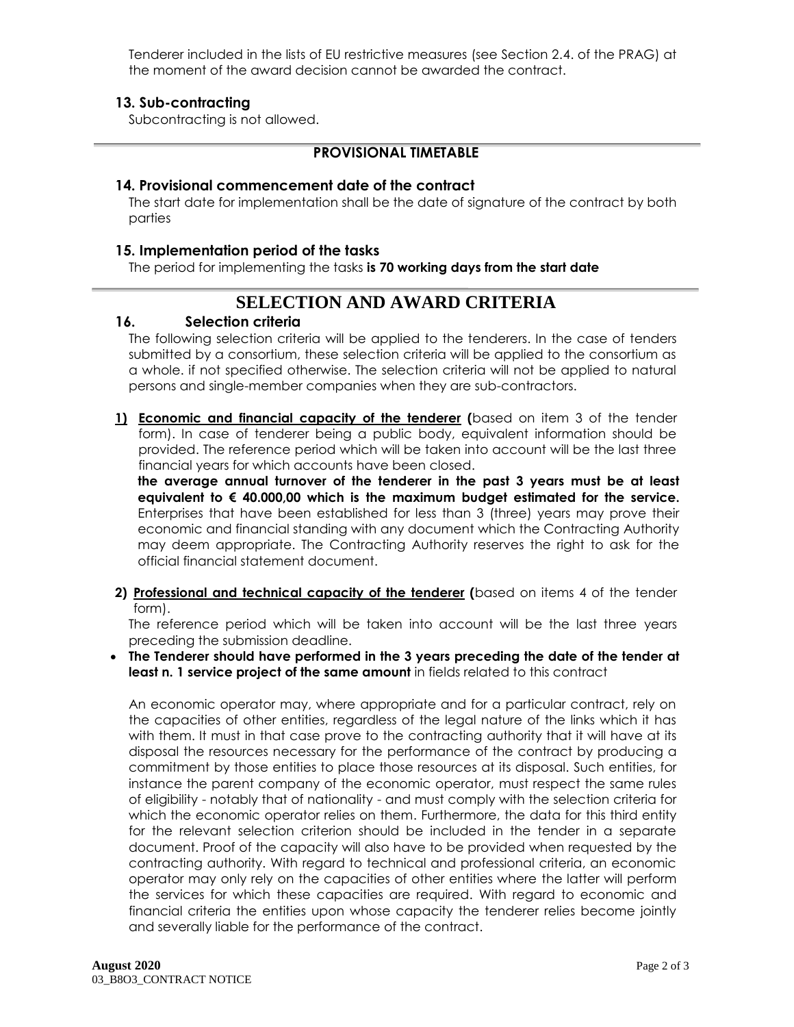Tenderer included in the lists of EU restrictive measures (see Section 2.4. of the PRAG) at the moment of the award decision cannot be awarded the contract.

### 13. Sub-contracting

Subcontracting is not allowed.

## PROVISIONAL TIMETABLE

### 14. Provisional commencement date of the contract

The start date for implementation shall be the date of signature of the contract by both parties

### 15. Implementation period of the tasks

The period for implementing the tasks **is 70 working days from the start date**

## SELECTION AND AWARD CRITERIA

### 16. Selection criteria

The following selection criteria will be applied to the tenderers. In the case of tenders submitted by a consortium, these selection criteria will be applied to the consortium as a whole. if not specified otherwise. The selection criteria will not be applied to natural persons and single-member companies when they are sub-contractors.

1) **Economic and financial capacity of the tenderer (**based on item 3 of the tender form). In case of tenderer being a public body, equivalent information should be provided. The reference period which will be taken into account will be the last three financial years for which accounts have been closed.
   **the average annual turnover of the tenderer in the past 3 years must be at least equivalent to € 40.000,00 which is the maximum budget estimated for the service.** Enterprises that have been established for less than 3 (three) years may prove their economic and financial standing with any document which the Contracting Authority may deem appropriate. The Contracting Authority reserves the right to ask for the official financial statement document.

2) **Professional and technical capacity of the tenderer (**based on items 4 of the tender form).
   The reference period which will be taken into account will be the last three years preceding the submission deadline.

- **The Tenderer should have performed in the 3 years preceding the date of the tender at least n. 1 service project of the same amount** in fields related to this contract

An economic operator may, where appropriate and for a particular contract, rely on the capacities of other entities, regardless of the legal nature of the links which it has with them. It must in that case prove to the contracting authority that it will have at its disposal the resources necessary for the performance of the contract by producing a commitment by those entities to place those resources at its disposal. Such entities, for instance the parent company of the economic operator, must respect the same rules of eligibility - notably that of nationality - and must comply with the selection criteria for which the economic operator relies on them. Furthermore, the data for this third entity for the relevant selection criterion should be included in the tender in a separate document. Proof of the capacity will also have to be provided when requested by the contracting authority. With regard to technical and professional criteria, an economic operator may only rely on the capacities of other entities where the latter will perform the services for which these capacities are required. With regard to economic and financial criteria the entities upon whose capacity the tenderer relies become jointly and severally liable for the performance of the contract.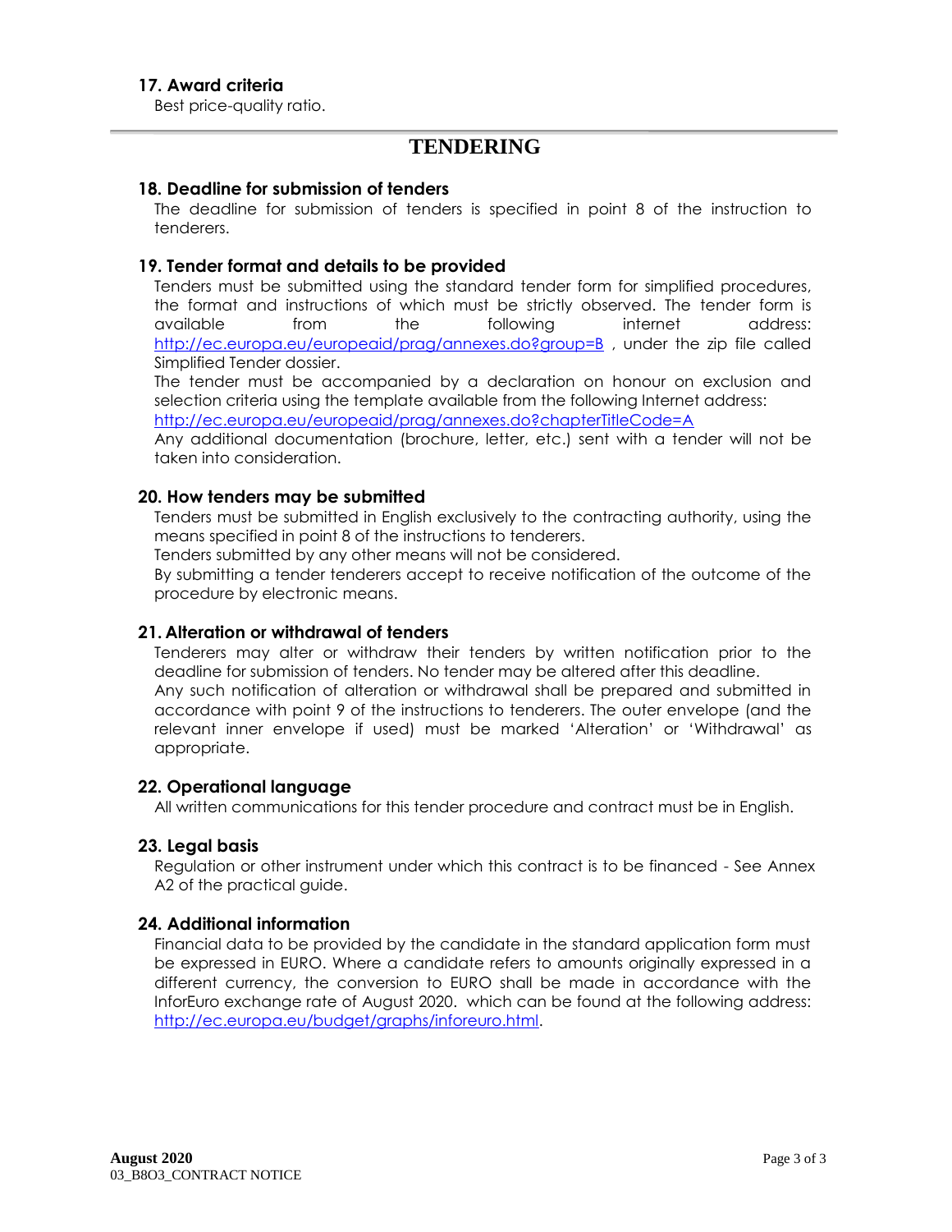### 17. Award criteria

Best price-quality ratio.

---

## TENDERING

### 18. Deadline for submission of tenders

The deadline for submission of tenders is specified in point 8 of the instruction to tenderers.

### 19. Tender format and details to be provided

Tenders must be submitted using the standard tender form for simplified procedures, the format and instructions of which must be strictly observed. The tender form is available from the following internet address: http://ec.europa.eu/europeaid/prag/annexes.do?group=B , under the zip file called Simplified Tender dossier.

The tender must be accompanied by a declaration on honour on exclusion and selection criteria using the template available from the following Internet address: http://ec.europa.eu/europeaid/prag/annexes.do?chapterTitleCode=A

Any additional documentation (brochure, letter, etc.) sent with a tender will not be taken into consideration.

### 20. How tenders may be submitted

Tenders must be submitted in English exclusively to the contracting authority, using the means specified in point 8 of the instructions to tenderers.

Tenders submitted by any other means will not be considered.

By submitting a tender tenderers accept to receive notification of the outcome of the procedure by electronic means.

### 21. Alteration or withdrawal of tenders

Tenderers may alter or withdraw their tenders by written notification prior to the deadline for submission of tenders. No tender may be altered after this deadline.

Any such notification of alteration or withdrawal shall be prepared and submitted in accordance with point 9 of the instructions to tenderers. The outer envelope (and the relevant inner envelope if used) must be marked 'Alteration' or 'Withdrawal' as appropriate.

### 22. Operational language

All written communications for this tender procedure and contract must be in English.

### 23. Legal basis

Regulation or other instrument under which this contract is to be financed - See Annex A2 of the practical guide.

### 24. Additional information

Financial data to be provided by the candidate in the standard application form must be expressed in EURO. Where a candidate refers to amounts originally expressed in a different currency, the conversion to EURO shall be made in accordance with the InforEuro exchange rate of August 2020. which can be found at the following address: http://ec.europa.eu/budget/graphs/inforeuro.html.